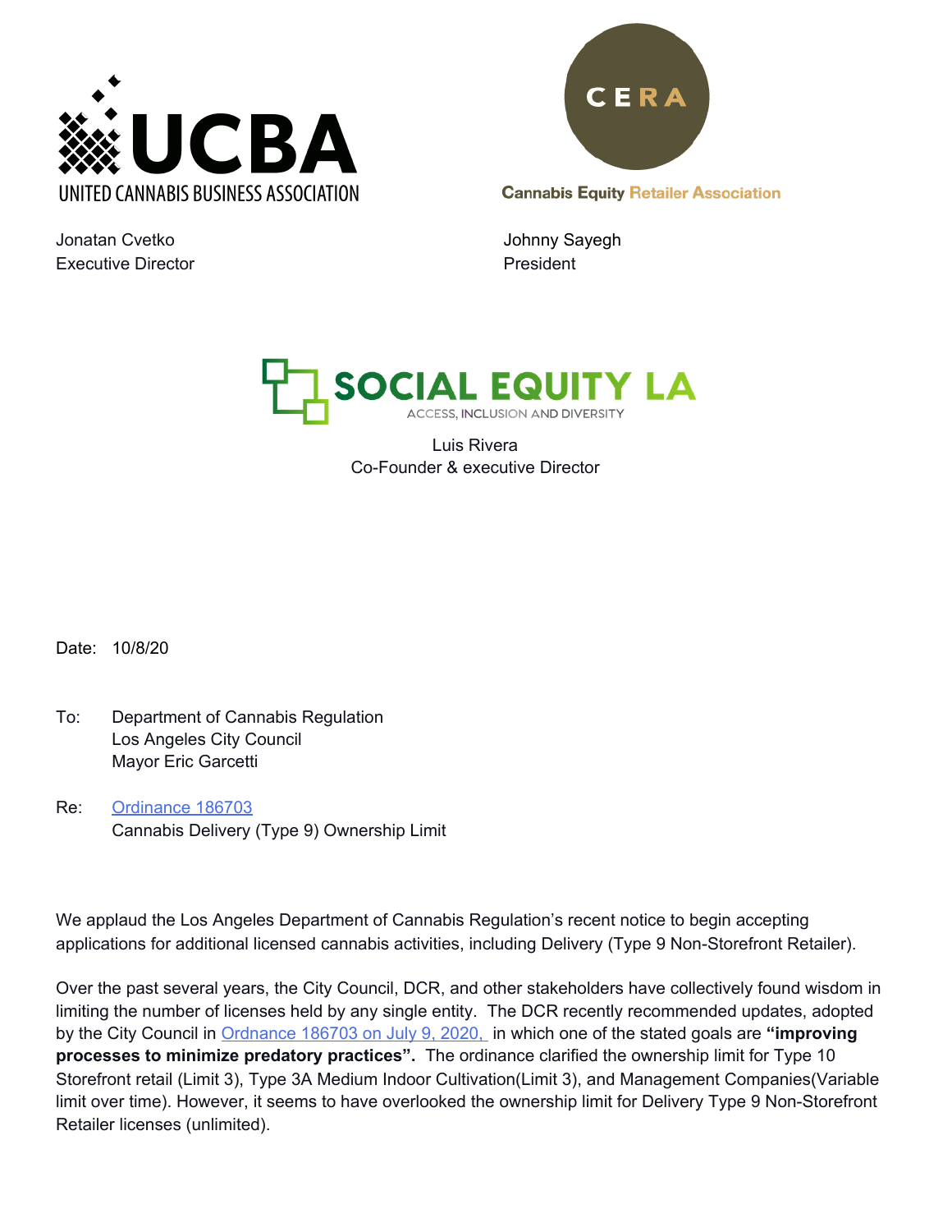UCBA
UNITED CANNABIS BUSINESS ASSOCIATION

Jonatan Cvetko
Executive Director

CERA
Cannabis Equity Retailer Association

Johnny Sayegh
President

SOCIAL EQUITY LA
ACCESS, INCLUSION AND DIVERSITY

Luis Rivera
Co-Founder & executive Director

Date: 10/8/20

To: Department of Cannabis Regulation
Los Angeles City Council
Mayor Eric Garcetti

Re: Ordinance 186703
Cannabis Delivery (Type 9) Ownership Limit

We applaud the Los Angeles Department of Cannabis Regulation's recent notice to begin accepting applications for additional licensed cannabis activities, including Delivery (Type 9 Non-Storefront Retailer).

Over the past several years, the City Council, DCR, and other stakeholders have collectively found wisdom in limiting the number of licenses held by any single entity. The DCR recently recommended updates, adopted by the City Council in Ordnance 186703 on July 9, 2020, in which one of the stated goals are **"improving processes to minimize predatory practices".** The ordinance clarified the ownership limit for Type 10 Storefront retail (Limit 3), Type 3A Medium Indoor Cultivation(Limit 3), and Management Companies(Variable limit over time). However, it seems to have overlooked the ownership limit for Delivery Type 9 Non-Storefront Retailer licenses (unlimited).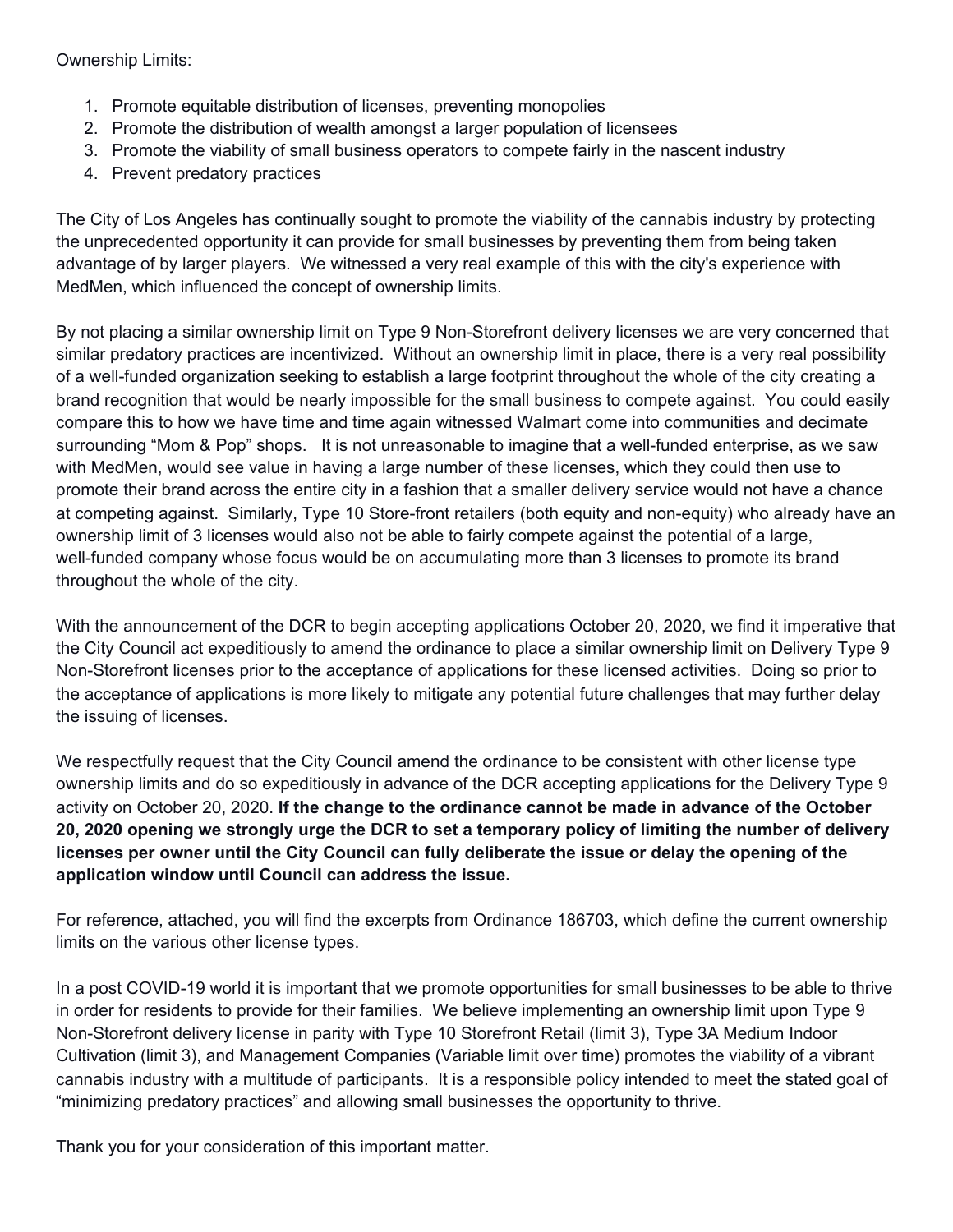Ownership Limits:

1. Promote equitable distribution of licenses, preventing monopolies
2. Promote the distribution of wealth amongst a larger population of licensees
3. Promote the viability of small business operators to compete fairly in the nascent industry
4. Prevent predatory practices

The City of Los Angeles has continually sought to promote the viability of the cannabis industry by protecting the unprecedented opportunity it can provide for small businesses by preventing them from being taken advantage of by larger players. We witnessed a very real example of this with the city's experience with MedMen, which influenced the concept of ownership limits.

By not placing a similar ownership limit on Type 9 Non-Storefront delivery licenses we are very concerned that similar predatory practices are incentivized. Without an ownership limit in place, there is a very real possibility of a well-funded organization seeking to establish a large footprint throughout the whole of the city creating a brand recognition that would be nearly impossible for the small business to compete against. You could easily compare this to how we have time and time again witnessed Walmart come into communities and decimate surrounding "Mom & Pop" shops. It is not unreasonable to imagine that a well-funded enterprise, as we saw with MedMen, would see value in having a large number of these licenses, which they could then use to promote their brand across the entire city in a fashion that a smaller delivery service would not have a chance at competing against. Similarly, Type 10 Store-front retailers (both equity and non-equity) who already have an ownership limit of 3 licenses would also not be able to fairly compete against the potential of a large, well-funded company whose focus would be on accumulating more than 3 licenses to promote its brand throughout the whole of the city.

With the announcement of the DCR to begin accepting applications October 20, 2020, we find it imperative that the City Council act expeditiously to amend the ordinance to place a similar ownership limit on Delivery Type 9 Non-Storefront licenses prior to the acceptance of applications for these licensed activities. Doing so prior to the acceptance of applications is more likely to mitigate any potential future challenges that may further delay the issuing of licenses.

We respectfully request that the City Council amend the ordinance to be consistent with other license type ownership limits and do so expeditiously in advance of the DCR accepting applications for the Delivery Type 9 activity on October 20, 2020. **If the change to the ordinance cannot be made in advance of the October 20, 2020 opening we strongly urge the DCR to set a temporary policy of limiting the number of delivery licenses per owner until the City Council can fully deliberate the issue or delay the opening of the application window until Council can address the issue.**

For reference, attached, you will find the excerpts from Ordinance 186703, which define the current ownership limits on the various other license types.

In a post COVID-19 world it is important that we promote opportunities for small businesses to be able to thrive in order for residents to provide for their families. We believe implementing an ownership limit upon Type 9 Non-Storefront delivery license in parity with Type 10 Storefront Retail (limit 3), Type 3A Medium Indoor Cultivation (limit 3), and Management Companies (Variable limit over time) promotes the viability of a vibrant cannabis industry with a multitude of participants. It is a responsible policy intended to meet the stated goal of "minimizing predatory practices" and allowing small businesses the opportunity to thrive.

Thank you for your consideration of this important matter.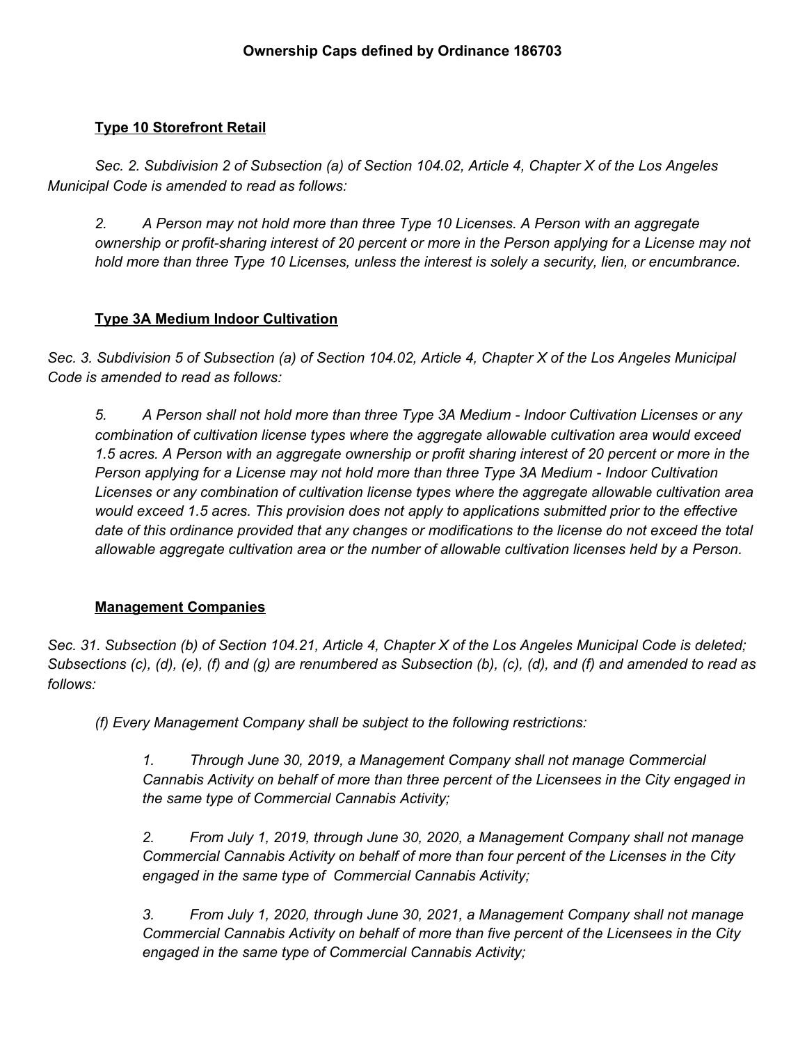**Ownership Caps defined by Ordinance 186703**

**Type 10 Storefront Retail**

*Sec. 2. Subdivision 2 of Subsection (a) of Section 104.02, Article 4, Chapter X of the Los Angeles Municipal Code is amended to read as follows:*

> *2. A Person may not hold more than three Type 10 Licenses. A Person with an aggregate ownership or profit-sharing interest of 20 percent or more in the Person applying for a License may not hold more than three Type 10 Licenses, unless the interest is solely a security, lien, or encumbrance.*

**Type 3A Medium Indoor Cultivation**

*Sec. 3. Subdivision 5 of Subsection (a) of Section 104.02, Article 4, Chapter X of the Los Angeles Municipal Code is amended to read as follows:*

> *5. A Person shall not hold more than three Type 3A Medium - Indoor Cultivation Licenses or any combination of cultivation license types where the aggregate allowable cultivation area would exceed 1.5 acres. A Person with an aggregate ownership or profit sharing interest of 20 percent or more in the Person applying for a License may not hold more than three Type 3A Medium - Indoor Cultivation Licenses or any combination of cultivation license types where the aggregate allowable cultivation area would exceed 1.5 acres. This provision does not apply to applications submitted prior to the effective date of this ordinance provided that any changes or modifications to the license do not exceed the total allowable aggregate cultivation area or the number of allowable cultivation licenses held by a Person.*

**Management Companies**

*Sec. 31. Subsection (b) of Section 104.21, Article 4, Chapter X of the Los Angeles Municipal Code is deleted; Subsections (c), (d), (e), (f) and (g) are renumbered as Subsection (b), (c), (d), and (f) and amended to read as follows:*

> *(f) Every Management Company shall be subject to the following restrictions:*
>
> > *1. Through June 30, 2019, a Management Company shall not manage Commercial Cannabis Activity on behalf of more than three percent of the Licensees in the City engaged in the same type of Commercial Cannabis Activity;*
> >
> > *2. From July 1, 2019, through June 30, 2020, a Management Company shall not manage Commercial Cannabis Activity on behalf of more than four percent of the Licenses in the City engaged in the same type of Commercial Cannabis Activity;*
> >
> > *3. From July 1, 2020, through June 30, 2021, a Management Company shall not manage Commercial Cannabis Activity on behalf of more than five percent of the Licensees in the City engaged in the same type of Commercial Cannabis Activity;*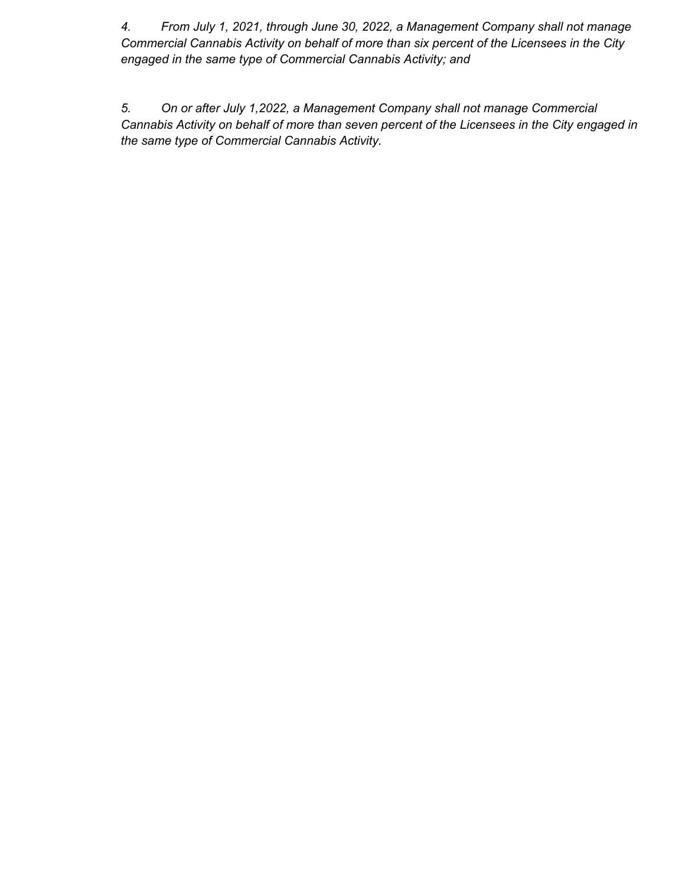*4. From July 1, 2021, through June 30, 2022, a Management Company shall not manage Commercial Cannabis Activity on behalf of more than six percent of the Licensees in the City engaged in the same type of Commercial Cannabis Activity; and*

*5. On or after July 1,2022, a Management Company shall not manage Commercial Cannabis Activity on behalf of more than seven percent of the Licensees in the City engaged in the same type of Commercial Cannabis Activity.*